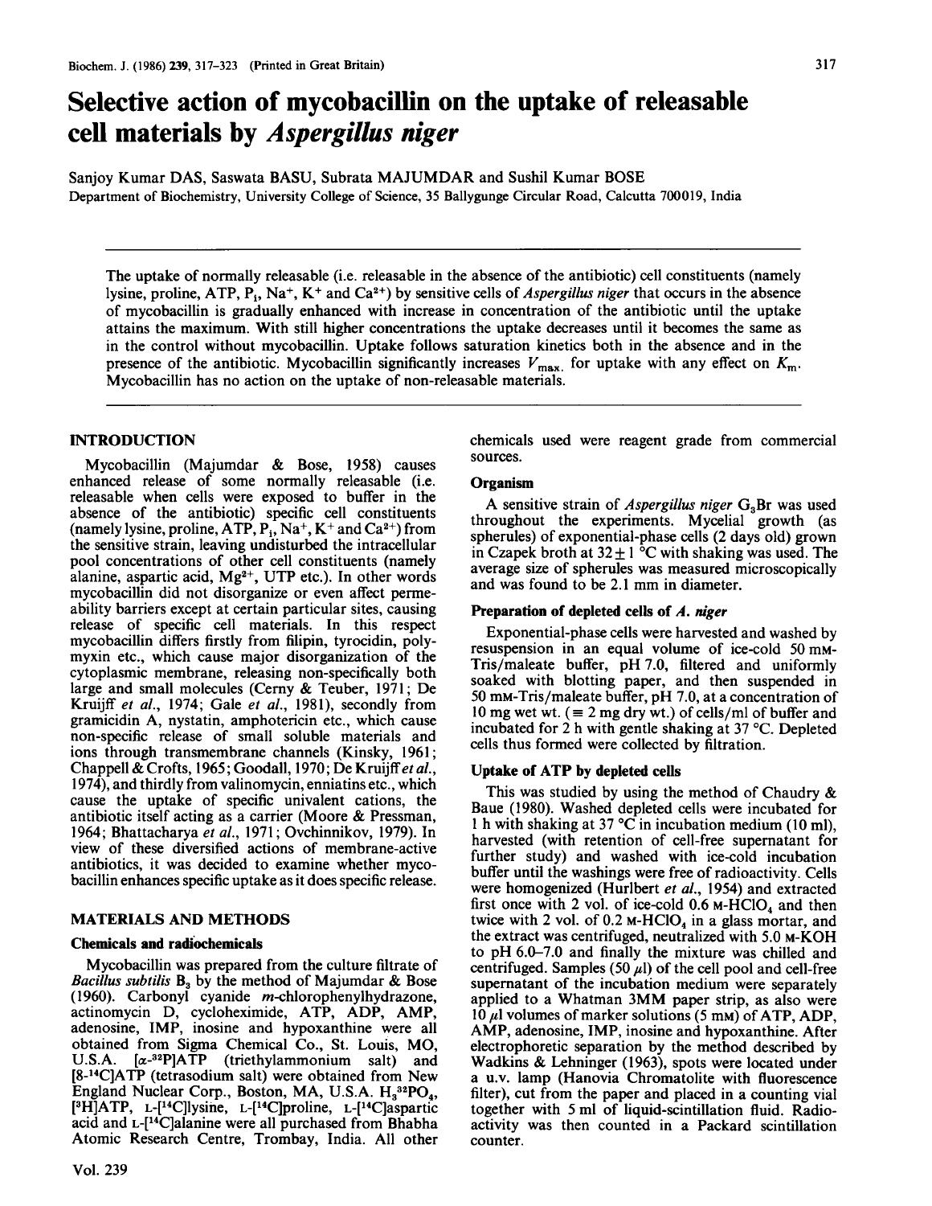# Selective action of mycobacillin on the uptake of releasable cell materials by *Aspergillus niger*

Sanjoy Kumar DAS, Saswata BASU, Subrata MAJUMDAR and Sushil Kumar BOSE
Department of Biochemistry, University College of Science, 35 Ballygunge Circular Road, Calcutta 700019, India

The uptake of normally releasable (i.e. releasable in the absence of the antibiotic) cell constituents (namely lysine, proline, ATP, $P_i$, $Na^+$, $K^+$ and $Ca^{2+}$) by sensitive cells of *Aspergillus niger* that occurs in the absence of mycobacillin is gradually enhanced with increase in concentration of the antibiotic until the uptake attains the maximum. With still higher concentrations the uptake decreases until it becomes the same as in the control without mycobacillin. Uptake follows saturation kinetics both in the absence and in the presence of the antibiotic. Mycobacillin significantly increases $V_{max.}$ for uptake with any effect on $K_m$. Mycobacillin has no action on the uptake of non-releasable materials.

## INTRODUCTION

Mycobacillin (Majumdar & Bose, 1958) causes enhanced release of some normally releasable (i.e. releasable when cells were exposed to buffer in the absence of the antibiotic) specific cell constituents (namely lysine, proline, ATP, $P_i$, $Na^+$, $K^+$ and $Ca^{2+}$) from the sensitive strain, leaving undisturbed the intracellular pool concentrations of other cell constituents (namely alanine, aspartic acid, $Mg^{2+}$, UTP etc.). In other words mycobacillin did not disorganize or even affect permeability barriers except at certain particular sites, causing release of specific cell materials. In this respect mycobacillin differs firstly from filipin, tyrocidin, polymyxin etc., which cause major disorganization of the cytoplasmic membrane, releasing non-specifically both large and small molecules (Cerny & Teuber, 1971; De Kruijff *et al.*, 1974; Gale *et al.*, 1981), secondly from gramicidin A, nystatin, amphotericin etc., which cause non-specific release of small soluble materials and ions through transmembrane channels (Kinsky, 1961; Chappell & Crofts, 1965; Goodall, 1970; De Kruijff *et al.*, 1974), and thirdly from valinomycin, enniatins etc., which cause the uptake of specific univalent cations, the antibiotic itself acting as a carrier (Moore & Pressman, 1964; Bhattacharya *et al.*, 1971; Ovchinnikov, 1979). In view of these diversified actions of membrane-active antibiotics, it was decided to examine whether mycobacillin enhances specific uptake as it does specific release.

## MATERIALS AND METHODS

### Chemicals and radiochemicals

Mycobacillin was prepared from the culture filtrate of *Bacillus subtilis* $B_3$ by the method of Majumdar & Bose (1960). Carbonyl cyanide *m*-chlorophenylhydrazone, actinomycin D, cycloheximide, ATP, ADP, AMP, adenosine, IMP, inosine and hypoxanthine were all obtained from Sigma Chemical Co., St. Louis, MO, U.S.A. [$\alpha$-$^{32}$P]ATP (triethylammonium salt) and [8-$^{14}$C]ATP (tetrasodium salt) were obtained from New England Nuclear Corp., Boston, MA, U.S.A. $H_3{}^{32}PO_4$, [$^3$H]ATP, L-[$^{14}$C]lysine, L-[$^{14}$C]proline, L-[$^{14}$C]aspartic acid and L-[$^{14}$C]alanine were all purchased from Bhabha Atomic Research Centre, Trombay, India. All other chemicals used were reagent grade from commercial sources.

### Organism

A sensitive strain of *Aspergillus niger* $G_3$Br was used throughout the experiments. Mycelial growth (as spherules) of exponential-phase cells (2 days old) grown in Czapek broth at $32 \pm 1$ °C with shaking was used. The average size of spherules was measured microscopically and was found to be 2.1 mm in diameter.

### Preparation of depleted cells of *A. niger*

Exponential-phase cells were harvested and washed by resuspension in an equal volume of ice-cold 50 mM-Tris/maleate buffer, pH 7.0, filtered and uniformly soaked with blotting paper, and then suspended in 50 mM-Tris/maleate buffer, pH 7.0, at a concentration of 10 mg wet wt. ($\equiv$ 2 mg dry wt.) of cells/ml of buffer and incubated for 2 h with gentle shaking at 37 °C. Depleted cells thus formed were collected by filtration.

### Uptake of ATP by depleted cells

This was studied by using the method of Chaudry & Baue (1980). Washed depleted cells were incubated for 1 h with shaking at 37 °C in incubation medium (10 ml), harvested (with retention of cell-free supernatant for further study) and washed with ice-cold incubation buffer until the washings were free of radioactivity. Cells were homogenized (Hurlbert *et al.*, 1954) and extracted first once with 2 vol. of ice-cold 0.6 M-$HClO_4$ and then twice with 2 vol. of 0.2 M-$HClO_4$ in a glass mortar, and the extract was centrifuged, neutralized with 5.0 M-KOH to pH 6.0–7.0 and finally the mixture was chilled and centrifuged. Samples (50 $\mu$l) of the cell pool and cell-free supernatant of the incubation medium were separately applied to a Whatman 3MM paper strip, as also were 10 $\mu$l volumes of marker solutions (5 mM) of ATP, ADP, AMP, adenosine, IMP, inosine and hypoxanthine. After electrophoretic separation by the method described by Wadkins & Lehninger (1963), spots were located under a u.v. lamp (Hanovia Chromatolite with fluorescence filter), cut from the paper and placed in a counting vial together with 5 ml of liquid-scintillation fluid. Radioactivity was then counted in a Packard scintillation counter.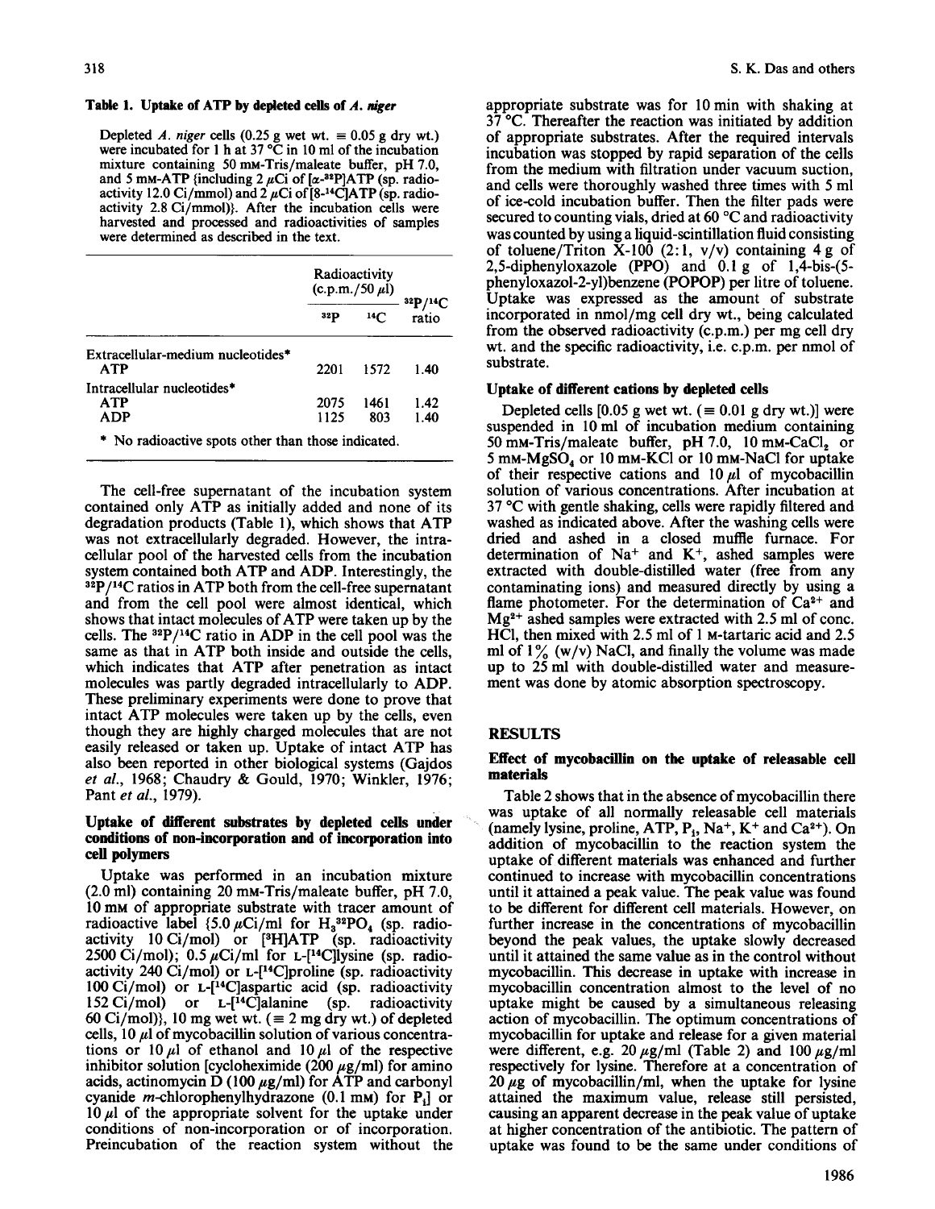**Table 1. Uptake of ATP by depleted cells of *A. niger***

Depleted *A. niger* cells (0.25 g wet wt. ≡ 0.05 g dry wt.) were incubated for 1 h at 37 °C in 10 ml of the incubation mixture containing 50 mM-Tris/maleate buffer, pH 7.0, and 5 mM-ATP {including 2 μCi of [α-$^{32}$P]ATP (sp. radioactivity 12.0 Ci/mmol) and 2 μCi of [8-$^{14}$C]ATP (sp. radioactivity 2.8 Ci/mmol)}. After the incubation cells were harvested and processed and radioactivities of samples were determined as described in the text.

| | Radioactivity (c.p.m./50 μl) | | $^{32}$P/$^{14}$C ratio |
|---|---|---|---|
| | $^{32}$P | $^{14}$C | |
| Extracellular-medium nucleotides* | | | |
| ATP | 2201 | 1572 | 1.40 |
| Intracellular nucleotides* | | | |
| ATP | 2075 | 1461 | 1.42 |
| ADP | 1125 | 803 | 1.40 |

\* No radioactive spots other than those indicated.

The cell-free supernatant of the incubation system contained only ATP as initially added and none of its degradation products (Table 1), which shows that ATP was not extracellularly degraded. However, the intracellular pool of the harvested cells from the incubation system contained both ATP and ADP. Interestingly, the $^{32}$P/$^{14}$C ratios in ATP both from the cell-free supernatant and from the cell pool were almost identical, which shows that intact molecules of ATP were taken up by the cells. The $^{32}$P/$^{14}$C ratio in ADP in the cell pool was the same as that in ATP both inside and outside the cells, which indicates that ATP after penetration as intact molecules was partly degraded intracellularly to ADP. These preliminary experiments were done to prove that intact ATP molecules were taken up by the cells, even though they are highly charged molecules that are not easily released or taken up. Uptake of intact ATP has also been reported in other biological systems (Gajdos *et al.*, 1968; Chaudry & Gould, 1970; Winkler, 1976; Pant *et al.*, 1979).

### Uptake of different substrates by depleted cells under conditions of non-incorporation and of incorporation into cell polymers

Uptake was performed in an incubation mixture (2.0 ml) containing 20 mM-Tris/maleate buffer, pH 7.0, 10 mM of appropriate substrate with tracer amount of radioactive label {5.0 μCi/ml for $H_3{}^{32}PO_4$ (sp. radioactivity 10 Ci/mol) or [$^{3}$H]ATP (sp. radioactivity 2500 Ci/mol); 0.5 μCi/ml for L-[$^{14}$C]lysine (sp. radioactivity 240 Ci/mol) or L-[$^{14}$C]proline (sp. radioactivity 100 Ci/mol) or L-[$^{14}$C]aspartic acid (sp. radioactivity 152 Ci/mol) or L-[$^{14}$C]alanine (sp. radioactivity 60 Ci/mol)}, 10 mg wet wt. (≡ 2 mg dry wt.) of depleted cells, 10 μl of mycobacillin solution of various concentrations or 10 μl of ethanol and 10 μl of the respective inhibitor solution [cycloheximide (200 μg/ml) for amino acids, actinomycin D (100 μg/ml) for ATP and carbonyl cyanide *m*-chlorophenylhydrazone (0.1 mM) for $P_i$] or 10 μl of the appropriate solvent for the uptake under conditions of non-incorporation or of incorporation. Preincubation of the reaction system without the appropriate substrate was for 10 min with shaking at 37 °C. Thereafter the reaction was initiated by addition of appropriate substrates. After the required intervals incubation was stopped by rapid separation of the cells from the medium with filtration under vacuum suction, and cells were thoroughly washed three times with 5 ml of ice-cold incubation buffer. Then the filter pads were secured to counting vials, dried at 60 °C and radioactivity was counted by using a liquid-scintillation fluid consisting of toluene/Triton X-100 (2:1, v/v) containing 4 g of 2,5-diphenyloxazole (PPO) and 0.1 g of 1,4-bis-(5-phenyloxazol-2-yl)benzene (POPOP) per litre of toluene. Uptake was expressed as the amount of substrate incorporated in nmol/mg cell dry wt., being calculated from the observed radioactivity (c.p.m.) per mg cell dry wt. and the specific radioactivity, i.e. c.p.m. per nmol of substrate.

### Uptake of different cations by depleted cells

Depleted cells [0.05 g wet wt. (≡ 0.01 g dry wt.)] were suspended in 10 ml of incubation medium containing 50 mM-Tris/maleate buffer, pH 7.0, 10 mM-$CaCl_2$ or 5 mM-$MgSO_4$ or 10 mM-KCl or 10 mM-NaCl for uptake of their respective cations and 10 μl of mycobacillin solution of various concentrations. After incubation at 37 °C with gentle shaking, cells were rapidly filtered and washed as indicated above. After the washing cells were dried and ashed in a closed muffle furnace. For determination of $Na^+$ and $K^+$, ashed samples were extracted with double-distilled water (free from any contaminating ions) and measured directly by using a flame photometer. For the determination of $Ca^{2+}$ and $Mg^{2+}$ ashed samples were extracted with 2.5 ml of conc. HCl, then mixed with 2.5 ml of 1 M-tartaric acid and 2.5 ml of 1% (w/v) NaCl, and finally the volume was made up to 25 ml with double-distilled water and measurement was done by atomic absorption spectroscopy.

## RESULTS

### Effect of mycobacillin on the uptake of releasable cell materials

Table 2 shows that in the absence of mycobacillin there was uptake of all normally releasable cell materials (namely lysine, proline, ATP, $P_i$, $Na^+$, $K^+$ and $Ca^{2+}$). On addition of mycobacillin to the reaction system the uptake of different materials was enhanced and further continued to increase with mycobacillin concentrations until it attained a peak value. The peak value was found to be different for different cell materials. However, on further increase in the concentrations of mycobacillin beyond the peak values, the uptake slowly decreased until it attained the same value as in the control without mycobacillin. This decrease in uptake with increase in mycobacillin concentration almost to the level of no uptake might be caused by a simultaneous releasing action of mycobacillin. The optimum concentrations of mycobacillin for uptake and release for a given material were different, e.g. 20 μg/ml (Table 2) and 100 μg/ml respectively for lysine. Therefore at a concentration of 20 μg of mycobacillin/ml, when the uptake for lysine attained the maximum value, release still persisted, causing an apparent decrease in the peak value of uptake at higher concentration of the antibiotic. The pattern of uptake was found to be the same under conditions of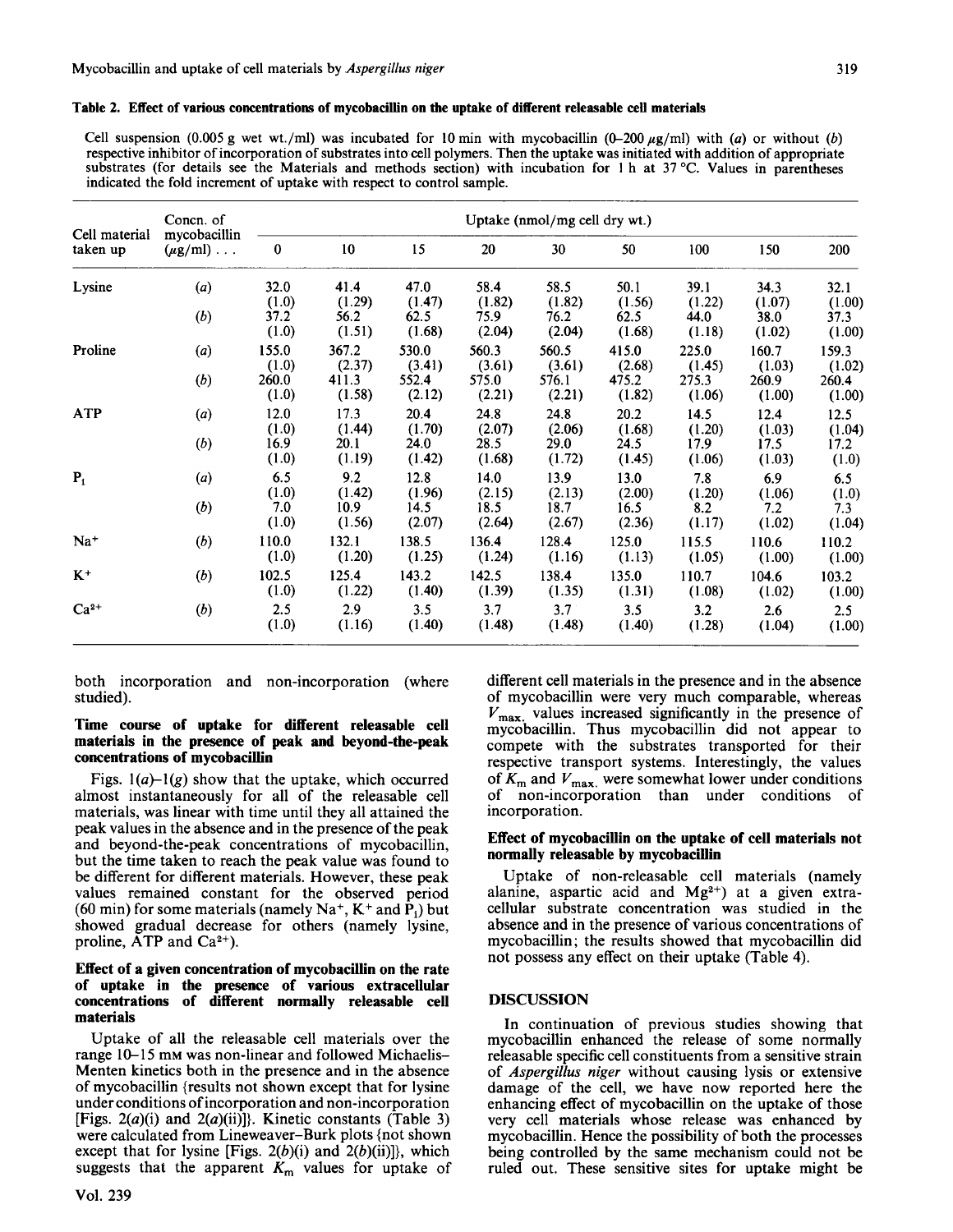**Table 2. Effect of various concentrations of mycobacillin on the uptake of different releasable cell materials**

Cell suspension (0.005 g wet wt./ml) was incubated for 10 min with mycobacillin (0–200 μg/ml) with (*a*) or without (*b*) respective inhibitor of incorporation of substrates into cell polymers. Then the uptake was initiated with addition of appropriate substrates (for details see the Materials and methods section) with incubation for 1 h at 37 °C. Values in parentheses indicated the fold increment of uptake with respect to control sample.

| Cell material taken up | Concn. of mycobacillin (μg/ml) . . . | Uptake (nmol/mg cell dry wt.) | | | | | | | | |
|---|---|---|---|---|---|---|---|---|---|---|
| | | 0 | 10 | 15 | 20 | 30 | 50 | 100 | 150 | 200 |
| Lysine | (*a*) | 32.0 (1.0) | 41.4 (1.29) | 47.0 (1.47) | 58.4 (1.82) | 58.5 (1.82) | 50.1 (1.56) | 39.1 (1.22) | 34.3 (1.07) | 32.1 (1.00) |
| | (*b*) | 37.2 (1.0) | 56.2 (1.51) | 62.5 (1.68) | 75.9 (2.04) | 76.2 (2.04) | 62.5 (1.68) | 44.0 (1.18) | 38.0 (1.02) | 37.3 (1.00) |
| Proline | (*a*) | 155.0 (1.0) | 367.2 (2.37) | 530.0 (3.41) | 560.3 (3.61) | 560.5 (3.61) | 415.0 (2.68) | 225.0 (1.45) | 160.7 (1.03) | 159.3 (1.02) |
| | (*b*) | 260.0 (1.0) | 411.3 (1.58) | 552.4 (2.12) | 575.0 (2.21) | 576.1 (2.21) | 475.2 (1.82) | 275.3 (1.06) | 260.9 (1.00) | 260.4 (1.00) |
| ATP | (*a*) | 12.0 (1.0) | 17.3 (1.44) | 20.4 (1.70) | 24.8 (2.07) | 24.8 (2.06) | 20.2 (1.68) | 14.5 (1.20) | 12.4 (1.03) | 12.5 (1.04) |
| | (*b*) | 16.9 (1.0) | 20.1 (1.19) | 24.0 (1.42) | 28.5 (1.68) | 29.0 (1.72) | 24.5 (1.45) | 17.9 (1.06) | 17.5 (1.03) | 17.2 (1.0) |
| $P_i$ | (*a*) | 6.5 (1.0) | 9.2 (1.42) | 12.8 (1.96) | 14.0 (2.15) | 13.9 (2.13) | 13.0 (2.00) | 7.8 (1.20) | 6.9 (1.06) | 6.5 (1.0) |
| | (*b*) | 7.0 (1.0) | 10.9 (1.56) | 14.5 (2.07) | 18.5 (2.64) | 18.7 (2.67) | 16.5 (2.36) | 8.2 (1.17) | 7.2 (1.02) | 7.3 (1.04) |
| $Na^+$ | (*b*) | 110.0 (1.0) | 132.1 (1.20) | 138.5 (1.25) | 136.4 (1.24) | 128.4 (1.16) | 125.0 (1.13) | 115.5 (1.05) | 110.6 (1.00) | 110.2 (1.00) |
| $K^+$ | (*b*) | 102.5 (1.0) | 125.4 (1.22) | 143.2 (1.40) | 142.5 (1.39) | 138.4 (1.35) | 135.0 (1.31) | 110.7 (1.08) | 104.6 (1.02) | 103.2 (1.00) |
| $Ca^{2+}$ | (*b*) | 2.5 (1.0) | 2.9 (1.16) | 3.5 (1.40) | 3.7 (1.48) | 3.7 (1.48) | 3.5 (1.40) | 3.2 (1.28) | 2.6 (1.04) | 2.5 (1.00) |

both incorporation and non-incorporation (where studied).

### Time course of uptake for different releasable cell materials in the presence of peak and beyond-the-peak concentrations of mycobacillin

Figs. 1(*a*)–1(*g*) show that the uptake, which occurred almost instantaneously for all of the releasable cell materials, was linear with time until they all attained the peak values in the absence and in the presence of the peak and beyond-the-peak concentrations of mycobacillin, but the time taken to reach the peak value was found to be different for different materials. However, these peak values remained constant for the observed period (60 min) for some materials (namely $Na^+$, $K^+$ and $P_i$) but showed gradual decrease for others (namely lysine, proline, ATP and $Ca^{2+}$).

### Effect of a given concentration of mycobacillin on the rate of uptake in the presence of various extracellular concentrations of different normally releasable cell materials

Uptake of all the releasable cell materials over the range 10–15 mM was non-linear and followed Michaelis–Menten kinetics both in the presence and in the absence of mycobacillin {results not shown except that for lysine under conditions of incorporation and non-incorporation [Figs. 2(*a*)(i) and 2(*a*)(ii)]}. Kinetic constants (Table 3) were calculated from Lineweaver–Burk plots {not shown except that for lysine [Figs. 2(*b*)(i) and 2(*b*)(ii)]}, which suggests that the apparent $K_m$ values for uptake of different cell materials in the presence and in the absence of mycobacillin were very much comparable, whereas $V_{max.}$ values increased significantly in the presence of mycobacillin. Thus mycobacillin did not appear to compete with the substrates transported for their respective transport systems. Interestingly, the values of $K_m$ and $V_{max.}$ were somewhat lower under conditions of non-incorporation than under conditions of incorporation.

### Effect of mycobacillin on the uptake of cell materials not normally releasable by mycobacillin

Uptake of non-releasable cell materials (namely alanine, aspartic acid and $Mg^{2+}$) at a given extracellular substrate concentration was studied in the absence and in the presence of various concentrations of mycobacillin; the results showed that mycobacillin did not possess any effect on their uptake (Table 4).

## DISCUSSION

In continuation of previous studies showing that mycobacillin enhanced the release of some normally releasable specific cell constituents from a sensitive strain of *Aspergillus niger* without causing lysis or extensive damage of the cell, we have now reported here the enhancing effect of mycobacillin on the uptake of those very cell materials whose release was enhanced by mycobacillin. Hence the possibility of both the processes being controlled by the same mechanism could not be ruled out. These sensitive sites for uptake might be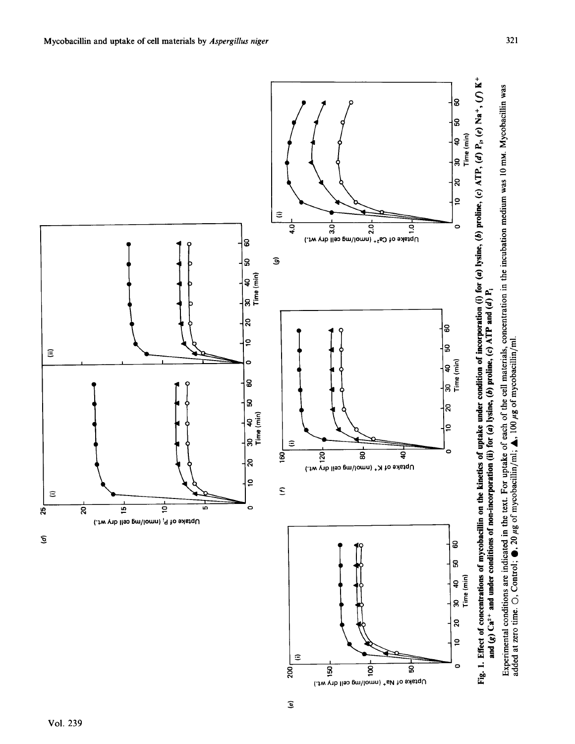**Fig. 1. Effect of concentrations of mycobacillin on the kinetics of uptake under condition of incorporation (i) for (a) lysine, (b) proline, (c) ATP, (d) $P_i$, (e) $Na^+$, (f) $K^+$ and (g) $Ca^{2+}$ and under conditions of non-incorporation (ii) for (a) lysine, (b) proline, (c) ATP and (d) $P_i$**

Experimental conditions are indicated in the text. For uptake of each of the cell materials, concentration in the incubation medium was 10 mM. Mycobacillin was added at zero time. ○, Control; ●, 20 μg of mycobacillin/ml; ▲, 100 μg of mycobacillin/ml.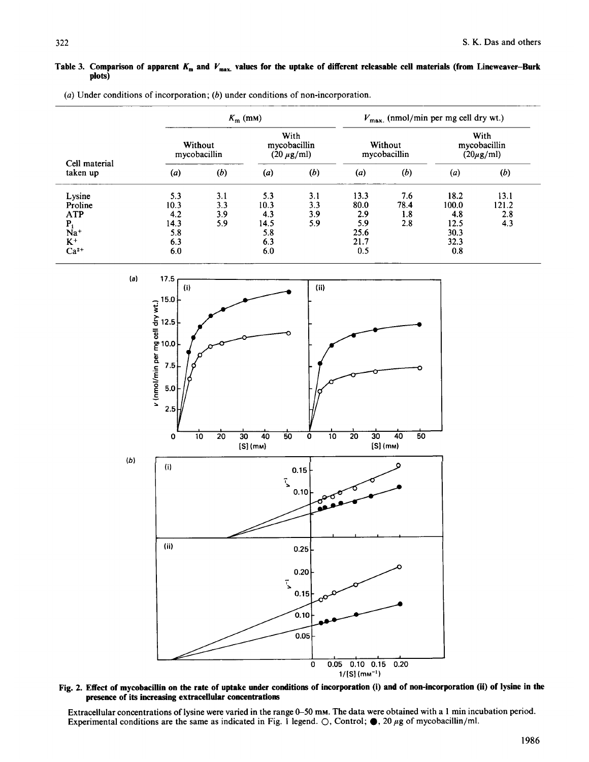**Table 3. Comparison of apparent $K_m$ and $V_{max.}$ values for the uptake of different releasable cell materials (from Lineweaver–Burk plots)**

(*a*) Under conditions of incorporation; (*b*) under conditions of non-incorporation.

| Cell material taken up | $K_m$ (mM) | | | | $V_{max.}$ (nmol/min per mg cell dry wt.) | | | |
|---|---|---|---|---|---|---|---|---|
| | Without mycobacillin | | With mycobacillin (20 $\mu$g/ml) | | Without mycobacillin | | With mycobacillin (20$\mu$g/ml) | |
| | (*a*) | (*b*) | (*a*) | (*b*) | (*a*) | (*b*) | (*a*) | (*b*) |
| Lysine | 5.3 | 3.1 | 5.3 | 3.1 | 13.3 | 7.6 | 18.2 | 13.1 |
| Proline | 10.3 | 3.3 | 10.3 | 3.3 | 80.0 | 78.4 | 100.0 | 121.2 |
| ATP | 4.2 | 3.9 | 4.3 | 3.9 | 2.9 | 1.8 | 4.8 | 2.8 |
| $P_i$ | 14.3 | 5.9 | 14.5 | 5.9 | 5.9 | 2.8 | 12.5 | 4.3 |
| $Na^+$ | 5.8 | | 5.8 | | 25.6 | | 30.3 | |
| $K^+$ | 6.3 | | 6.3 | | 21.7 | | 32.3 | |
| $Ca^{2+}$ | 6.0 | | 6.0 | | 0.5 | | 0.8 | |

**Fig. 2. Effect of mycobacillin on the rate of uptake under conditions of incorporation (i) and of non-incorporation (ii) of lysine in the presence of its increasing extracellular concentrations**

Extracellular concentrations of lysine were varied in the range 0–50 mM. The data were obtained with a 1 min incubation period. Experimental conditions are the same as indicated in Fig. 1 legend. ○, Control; ●, 20 $\mu$g of mycobacillin/ml.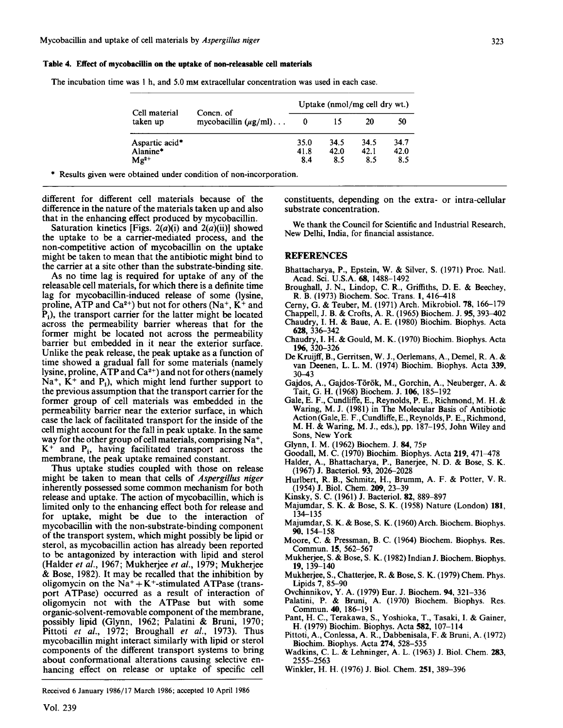**Table 4. Effect of mycobacillin on the uptake of non-releasable cell materials**

The incubation time was 1 h, and 5.0 mM extracellular concentration was used in each case.

| Cell material taken up | Concn. of mycobacillin (μg/ml)... | Uptake (nmol/mg cell dry wt.) | | | |
|---|---|---|---|---|---|
| | | 0 | 15 | 20 | 50 |
| Aspartic acid* | | 35.0 | 34.5 | 34.5 | 34.7 |
| Alanine* | | 41.8 | 42.0 | 42.1 | 42.0 |
| $Mg^{2+}$ | | 8.4 | 8.5 | 8.5 | 8.5 |

* Results given were obtained under condition of non-incorporation.

different for different cell materials because of the difference in the nature of the materials taken up and also that in the enhancing effect produced by mycobacillin.

Saturation kinetics [Figs. 2(*a*)(i) and 2(*a*)(ii)] showed the uptake to be a carrier-mediated process, and the non-competitive action of mycobacillin on the uptake might be taken to mean that the antibiotic might bind to the carrier at a site other than the substrate-binding site.

As no time lag is required for uptake of any of the releasable cell materials, for which there is a definite time lag for mycobacillin-induced release of some (lysine, proline, ATP and $Ca^{2+}$) but not for others ($Na^+$, $K^+$ and $P_i$), the transport carrier for the latter might be located across the permeability barrier whereas that for the former might be located not across the permeability barrier but embedded in it near the exterior surface. Unlike the peak release, the peak uptake as a function of time showed a gradual fall for some materials (namely lysine, proline, ATP and $Ca^{2+}$) and not for others (namely $Na^+$, $K^+$ and $P_i$), which might lend further support to the previous assumption that the transport carrier for the former group of cell materials was embedded in the permeability barrier near the exterior surface, in which case the lack of facilitated transport for the inside of the cell might account for the fall in peak uptake. In the same way for the other group of cell materials, comprising $Na^+$, $K^+$ and $P_i$, having facilitated transport across the membrane, the peak uptake remained constant.

Thus uptake studies coupled with those on release might be taken to mean that cells of *Aspergillus niger* inherently possessed some common mechanism for both release and uptake. The action of mycobacillin, which is limited only to the enhancing effect both for release and for uptake, might be due to the interaction of mycobacillin with the non-substrate-binding component of the transport system, which might possibly be lipid or sterol, as mycobacillin action has already been reported to be antagonized by interaction with lipid and sterol (Halder *et al.*, 1967; Mukherjee *et al.*, 1979; Mukherjee & Bose, 1982). It may be recalled that the inhibition by oligomycin on the $Na^+ + K^+$-stimulated ATPase (transport ATPase) occurred as a result of interaction of oligomycin not with the ATPase but with some organic-solvent-removable component of the membrane, possibly lipid (Glynn, 1962; Palatini & Bruni, 1970; Pittoti *et al.*, 1972; Broughall *et al.*, 1973). Thus mycobacillin might interact similarly with lipid or sterol components of the different transport systems to bring about conformational alterations causing selective enhancing effect on release or uptake of specific cell constituents, depending on the extra- or intra-cellular substrate concentration.

We thank the Council for Scientific and Industrial Research, New Delhi, India, for financial assistance.

## REFERENCES

Bhattacharya, P., Epstein, W. & Silver, S. (1971) Proc. Natl. Acad. Sci. U.S.A. **68**, 1488–1492

Broughall, J. N., Lindop, C. R., Griffiths, D. E. & Beechey, R. B. (1973) Biochem. Soc. Trans. **1**, 416–418

Cerny, G. & Teuber, M. (1971) Arch. Mikrobiol. **78**, 166–179

Chappell, J. B. & Crofts, A. R. (1965) Biochem. J. **95**, 393–402

Chaudry, I. H. & Baue, A. E. (1980) Biochim. Biophys. Acta **628**, 336–342

Chaudry, I. H. & Gould, M. K. (1970) Biochim. Biophys. Acta **196**, 320–326

De Kruijff, B., Gerritsen, W. J., Oerlemans, A., Demel, R. A. & van Deenen, L. L. M. (1974) Biochim. Biophys. Acta **339**, 30–43

Gajdos, A., Gajdos-Török, M., Gorchin, A., Neuberger, A. & Tait, G. H. (1968) Biochem. J. **106**, 185–192

Gale, E. F., Cundliffe, E., Reynolds, P. E., Richmond, M. H. & Waring, M. J. (1981) in The Molecular Basis of Antibiotic Action (Gale, E. F., Cundliffe, E., Reynolds, P. E., Richmond, M. H. & Waring, M. J., eds.), pp. 187–195, John Wiley and Sons, New York

Glynn, I. M. (1962) Biochem. J. **84**, 75P

Goodall, M. C. (1970) Biochim. Biophys. Acta **219**, 471–478

Halder, A., Bhattacharya, P., Banerjee, N. D. & Bose, S. K. (1967) J. Bacteriol. **93**, 2026–2028

Hurlbert, R. B., Schmitz, H., Brumm, A. F. & Potter, V. R. (1954) J. Biol. Chem. **209**, 23–39

Kinsky, S. C. (1961) J. Bacteriol. **82**, 889–897

Majumdar, S. K. & Bose, S. K. (1958) Nature (London) **181**, 134–135

Majumdar, S. K. & Bose, S. K. (1960) Arch. Biochem. Biophys. **90**, 154–158

Moore, C. & Pressman, B. C. (1964) Biochem. Biophys. Res. Commun. **15**, 562–567

Mukherjee, S. & Bose, S. K. (1982) Indian J. Biochem. Biophys. **19**, 139–140

Mukherjee, S., Chatterjee, R. & Bose, S. K. (1979) Chem. Phys. Lipids **7**, 85–90

Ovchinnikov, Y. A. (1979) Eur. J. Biochem. **94**, 321–336

Palatini, P. & Bruni, A. (1970) Biochem. Biophys. Res. Commun. **40**, 186–191

Pant, H. C., Terakawa, S., Yoshioka, T., Tasaki, I. & Gainer, H. (1979) Biochim. Biophys. Acta **582**, 107–114

Pittoti, A., Conlessa, A. R., Dabbenisala, F. & Bruni, A. (1972) Biochim. Biophys. Acta **274**, 528–535

Wadkins, C. L. & Lehninger, A. L. (1963) J. Biol. Chem. **283**, 2555–2563

Winkler, H. H. (1976) J. Biol. Chem. **251**, 389–396

Received 6 January 1986/17 March 1986; accepted 10 April 1986